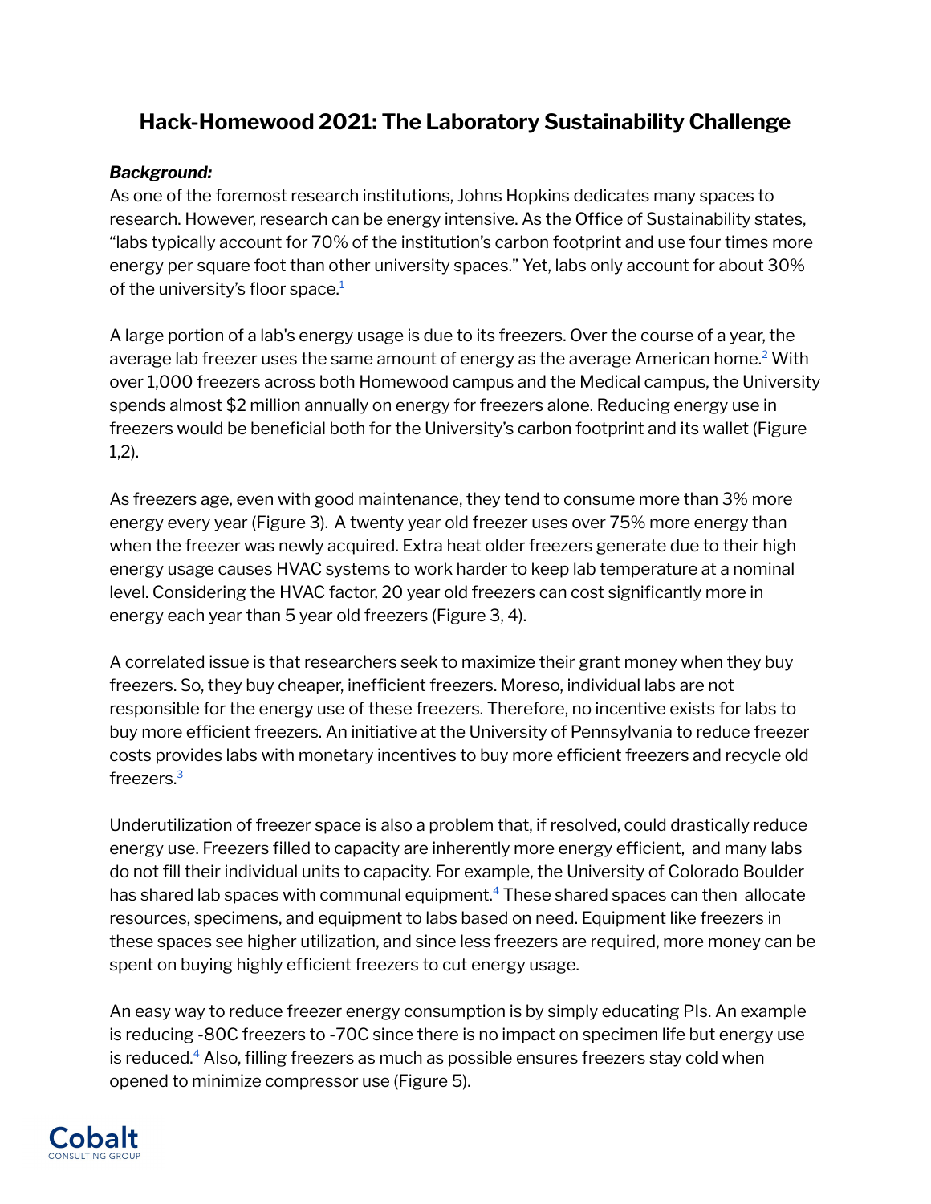# Hack-Homewood 2021: The Laboratory Sustainability Challenge

***Background:***

As one of the foremost research institutions, Johns Hopkins dedicates many spaces to research. However, research can be energy intensive. As the Office of Sustainability states, "labs typically account for 70% of the institution's carbon footprint and use four times more energy per square foot than other university spaces." Yet, labs only account for about 30% of the university's floor space.[1]

A large portion of a lab's energy usage is due to its freezers. Over the course of a year, the average lab freezer uses the same amount of energy as the average American home.[2] With over 1,000 freezers across both Homewood campus and the Medical campus, the University spends almost $2 million annually on energy for freezers alone. Reducing energy use in freezers would be beneficial both for the University's carbon footprint and its wallet (Figure 1,2).

As freezers age, even with good maintenance, they tend to consume more than 3% more energy every year (Figure 3). A twenty year old freezer uses over 75% more energy than when the freezer was newly acquired. Extra heat older freezers generate due to their high energy usage causes HVAC systems to work harder to keep lab temperature at a nominal level. Considering the HVAC factor, 20 year old freezers can cost significantly more in energy each year than 5 year old freezers (Figure 3, 4).

A correlated issue is that researchers seek to maximize their grant money when they buy freezers. So, they buy cheaper, inefficient freezers. Moreso, individual labs are not responsible for the energy use of these freezers. Therefore, no incentive exists for labs to buy more efficient freezers. An initiative at the University of Pennsylvania to reduce freezer costs provides labs with monetary incentives to buy more efficient freezers and recycle old freezers.[3]

Underutilization of freezer space is also a problem that, if resolved, could drastically reduce energy use. Freezers filled to capacity are inherently more energy efficient, and many labs do not fill their individual units to capacity. For example, the University of Colorado Boulder has shared lab spaces with communal equipment.[4] These shared spaces can then allocate resources, specimens, and equipment to labs based on need. Equipment like freezers in these spaces see higher utilization, and since less freezers are required, more money can be spent on buying highly efficient freezers to cut energy usage.

An easy way to reduce freezer energy consumption is by simply educating PIs. An example is reducing -80C freezers to -70C since there is no impact on specimen life but energy use is reduced.[4] Also, filling freezers as much as possible ensures freezers stay cold when opened to minimize compressor use (Figure 5).

Cobalt
CONSULTING GROUP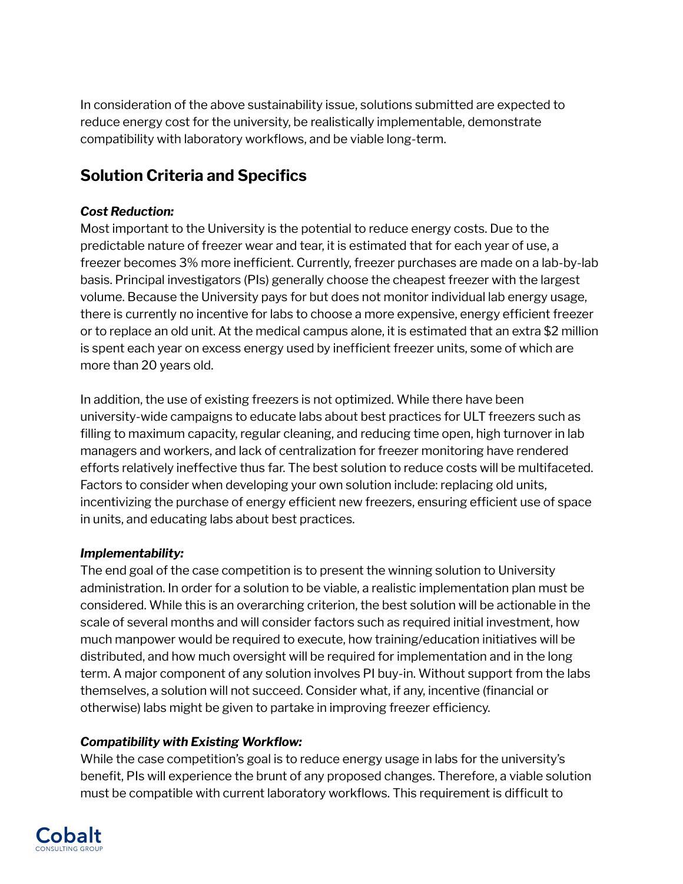In consideration of the above sustainability issue, solutions submitted are expected to reduce energy cost for the university, be realistically implementable, demonstrate compatibility with laboratory workflows, and be viable long-term.

## Solution Criteria and Specifics

***Cost Reduction:***
Most important to the University is the potential to reduce energy costs. Due to the predictable nature of freezer wear and tear, it is estimated that for each year of use, a freezer becomes 3% more inefficient. Currently, freezer purchases are made on a lab-by-lab basis. Principal investigators (PIs) generally choose the cheapest freezer with the largest volume. Because the University pays for but does not monitor individual lab energy usage, there is currently no incentive for labs to choose a more expensive, energy efficient freezer or to replace an old unit. At the medical campus alone, it is estimated that an extra $2 million is spent each year on excess energy used by inefficient freezer units, some of which are more than 20 years old.

In addition, the use of existing freezers is not optimized. While there have been university-wide campaigns to educate labs about best practices for ULT freezers such as filling to maximum capacity, regular cleaning, and reducing time open, high turnover in lab managers and workers, and lack of centralization for freezer monitoring have rendered efforts relatively ineffective thus far. The best solution to reduce costs will be multifaceted. Factors to consider when developing your own solution include: replacing old units, incentivizing the purchase of energy efficient new freezers, ensuring efficient use of space in units, and educating labs about best practices.

***Implementability:***
The end goal of the case competition is to present the winning solution to University administration. In order for a solution to be viable, a realistic implementation plan must be considered. While this is an overarching criterion, the best solution will be actionable in the scale of several months and will consider factors such as required initial investment, how much manpower would be required to execute, how training/education initiatives will be distributed, and how much oversight will be required for implementation and in the long term. A major component of any solution involves PI buy-in. Without support from the labs themselves, a solution will not succeed. Consider what, if any, incentive (financial or otherwise) labs might be given to partake in improving freezer efficiency.

***Compatibility with Existing Workflow:***
While the case competition's goal is to reduce energy usage in labs for the university's benefit, PIs will experience the brunt of any proposed changes. Therefore, a viable solution must be compatible with current laboratory workflows. This requirement is difficult to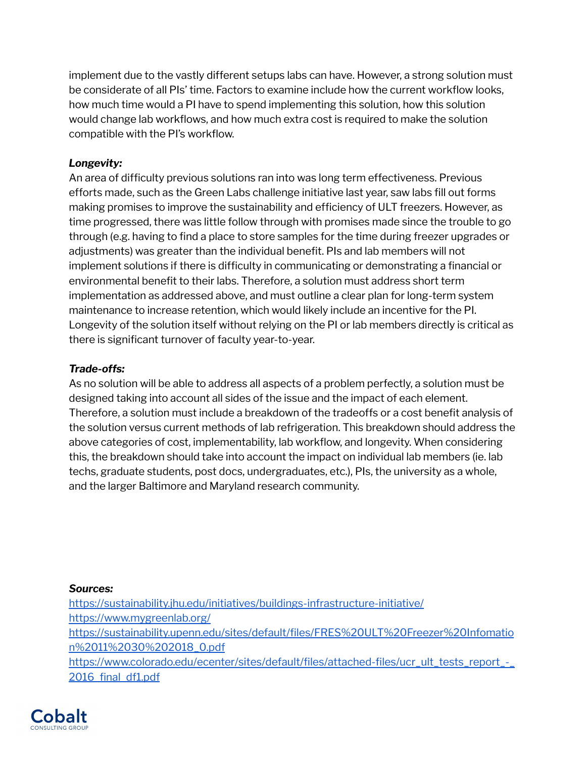implement due to the vastly different setups labs can have. However, a strong solution must be considerate of all PIs' time. Factors to examine include how the current workflow looks, how much time would a PI have to spend implementing this solution, how this solution would change lab workflows, and how much extra cost is required to make the solution compatible with the PI's workflow.

***Longevity:***

An area of difficulty previous solutions ran into was long term effectiveness. Previous efforts made, such as the Green Labs challenge initiative last year, saw labs fill out forms making promises to improve the sustainability and efficiency of ULT freezers. However, as time progressed, there was little follow through with promises made since the trouble to go through (e.g. having to find a place to store samples for the time during freezer upgrades or adjustments) was greater than the individual benefit. PIs and lab members will not implement solutions if there is difficulty in communicating or demonstrating a financial or environmental benefit to their labs. Therefore, a solution must address short term implementation as addressed above, and must outline a clear plan for long-term system maintenance to increase retention, which would likely include an incentive for the PI. Longevity of the solution itself without relying on the PI or lab members directly is critical as there is significant turnover of faculty year-to-year.

***Trade-offs:***

As no solution will be able to address all aspects of a problem perfectly, a solution must be designed taking into account all sides of the issue and the impact of each element. Therefore, a solution must include a breakdown of the tradeoffs or a cost benefit analysis of the solution versus current methods of lab refrigeration. This breakdown should address the above categories of cost, implementability, lab workflow, and longevity. When considering this, the breakdown should take into account the impact on individual lab members (ie. lab techs, graduate students, post docs, undergraduates, etc.), PIs, the university as a whole, and the larger Baltimore and Maryland research community.

***Sources:***

https://sustainability.jhu.edu/initiatives/buildings-infrastructure-initiative/
https://www.mygreenlab.org/
https://sustainability.upenn.edu/sites/default/files/FRES%20ULT%20Freezer%20Infomation%2011%2030%202018_0.pdf
https://www.colorado.edu/ecenter/sites/default/files/attached-files/ucr_ult_tests_report_-_2016_final_df1.pdf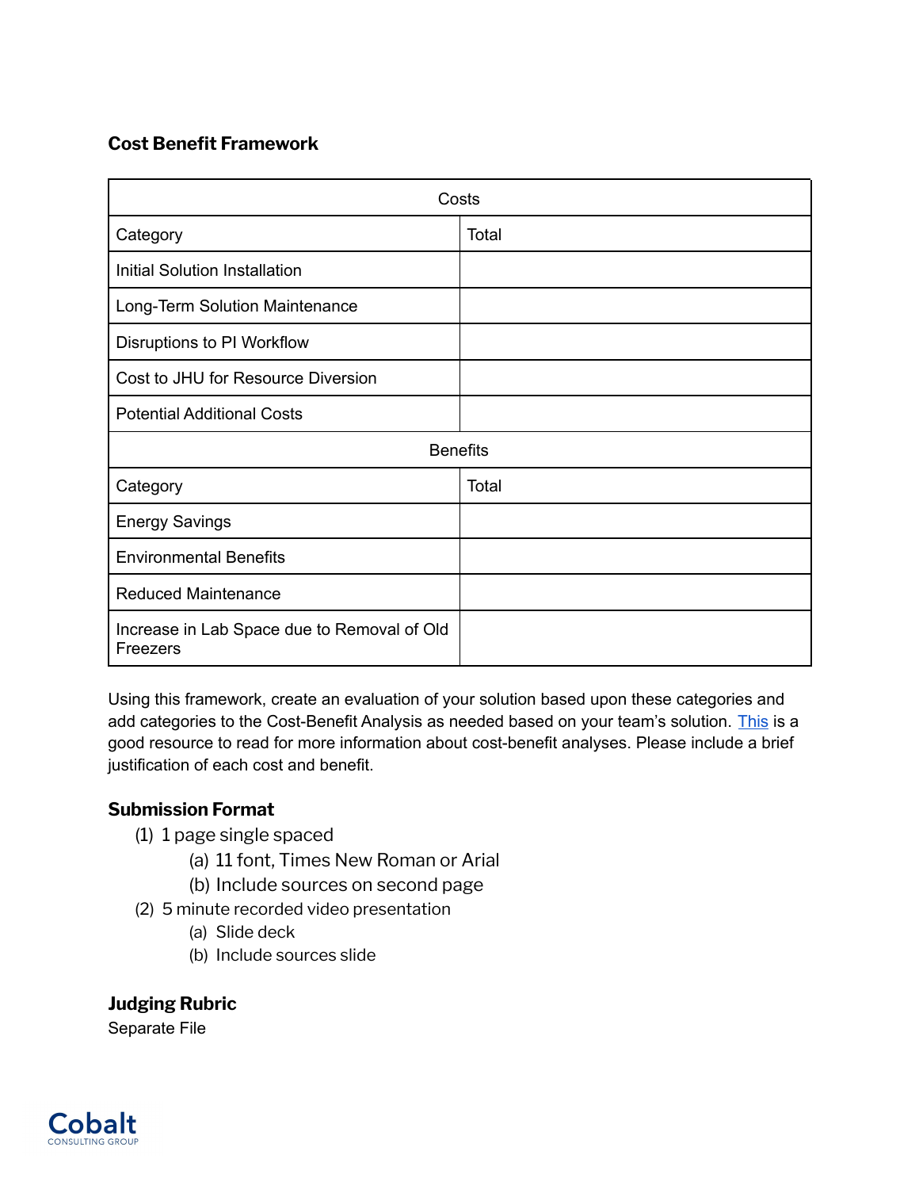### Cost Benefit Framework

| Costs | |
|---|---|
| Category | Total |
| Initial Solution Installation | |
| Long-Term Solution Maintenance | |
| Disruptions to PI Workflow | |
| Cost to JHU for Resource Diversion | |
| Potential Additional Costs | |
| **Benefits** | |
| Category | Total |
| Energy Savings | |
| Environmental Benefits | |
| Reduced Maintenance | |
| Increase in Lab Space due to Removal of Old Freezers | |

Using this framework, create an evaluation of your solution based upon these categories and add categories to the Cost-Benefit Analysis as needed based on your team's solution. This is a good resource to read for more information about cost-benefit analyses. Please include a brief justification of each cost and benefit.

### Submission Format

(1) 1 page single spaced
 (a) 11 font, Times New Roman or Arial
 (b) Include sources on second page
(2) 5 minute recorded video presentation
 (a) Slide deck
 (b) Include sources slide

### Judging Rubric

Separate File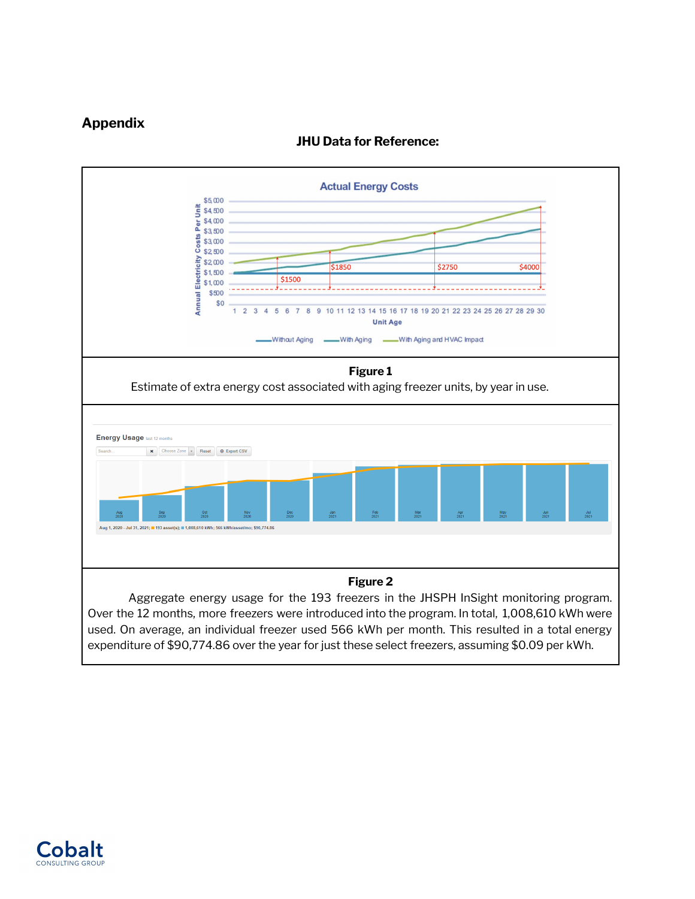## Appendix

**JHU Data for Reference:**

**Figure 1**

Estimate of extra energy cost associated with aging freezer units, by year in use.

**Figure 2**

Aggregate energy usage for the 193 freezers in the JHSPH InSight monitoring program. Over the 12 months, more freezers were introduced into the program. In total, 1,008,610 kWh were used. On average, an individual freezer used 566 kWh per month. This resulted in a total energy expenditure of $90,774.86 over the year for just these select freezers, assuming $0.09 per kWh.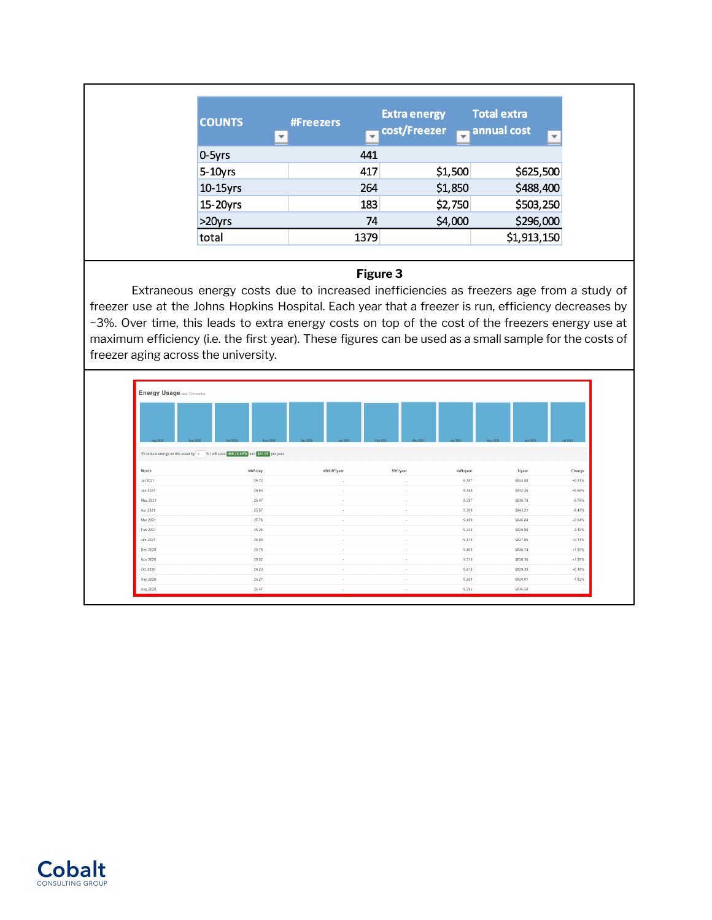| COUNTS | #Freezers | Extra energy cost/Freezer | Total extra annual cost |
|---|---|---|---|
| 0-5yrs | 441 | | |
| 5-10yrs | 417 | $1,500 | $625,500 |
| 10-15yrs | 264 | $1,850 | $488,400 |
| 15-20yrs | 183 | $2,750 | $503,250 |
| >20yrs | 74 | $4,000 | $296,000 |
| total | 1379 | | $1,913,150 |

**Figure 3**

Extraneous energy costs due to increased inefficiencies as freezers age from a study of freezer use at the Johns Hopkins Hospital. Each year that a freezer is run, efficiency decreases by ~3%. Over time, this leads to extra energy costs on top of the cost of the freezers energy use at maximum efficiency (i.e. the first year). These figures can be used as a small sample for the costs of freezer aging across the university.

Energy Usage last 12 months

If I reduce energy on this asset by 5 % I will save 466.28 kWh and $41.57 per year.

| Month | kWh/day | kWh/ft²/year | $/ft²/year | kWh/year | $/year | Change |
|---|---|---|---|---|---|---|
| Jul 2021 | 25.72 | - | - | 9,387 | $844.88 | +0.31% |
| Jun 2021 | 25.64 | - | - | 9,358 | $842.25 | +0.65% |
| May 2021 | 25.47 | - | - | 9,297 | $836.79 | -0.76% |
| Apr 2021 | 25.67 | - | - | 9,368 | $843.21 | -0.43% |
| Mar 2021 | 25.78 | - | - | 9,409 | $846.84 | +2.04% |
| Feb 2021 | 25.26 | - | - | 9,220 | $829.88 | -2.10% |
| Jan 2021 | 25.80 | - | - | 9,418 | $847.65 | +0.31% |
| Dec 2020 | 25.78 | - | - | 9,408 | $846.74 | +1.00% |
| Nov 2020 | 25.52 | - | - | 9,315 | $838.36 | +1.09% |
| Oct 2020 | 25.24 | - | - | 9,214 | $829.30 | +0.16% |
| Sep 2020 | 25.21 | - | - | 9,200 | $828.01 | -1.02% |
| Aug 2020 | 25.47 | - | - | 9,295 | $836.58 | - |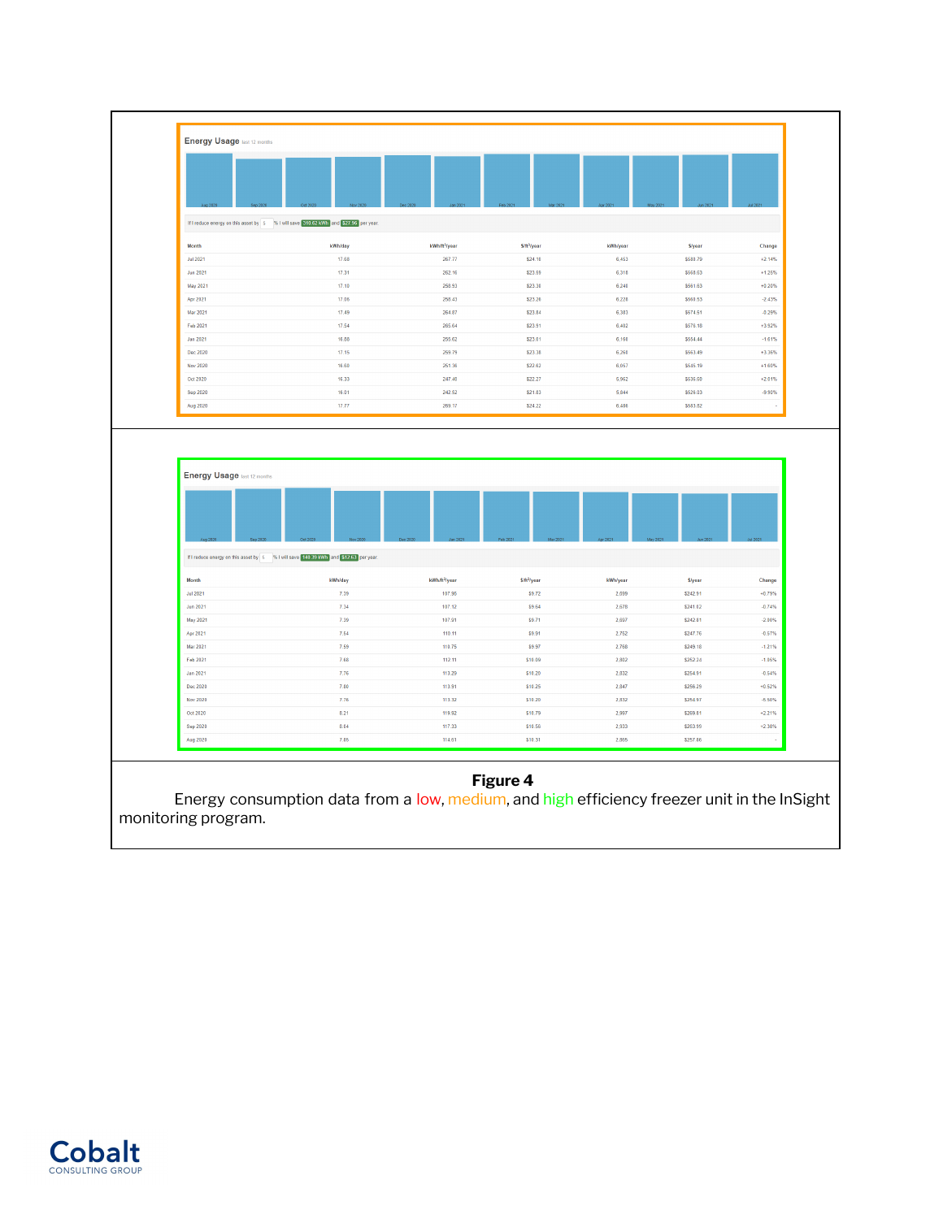**Energy Usage** last 12 months

If I reduce energy on this asset by 5 % I will save 310.62 kWh and $27.96 per year.

| Month | kWh/day | kWh/ft²/year | $/ft²/year | kWh/year | $/year | Change |
|---|---|---|---|---|---|---|
| Jul 2021 | 17.68 | 267.77 | $24.16 | 6,453 | $580.79 | +2.14% |
| Jun 2021 | 17.31 | 262.16 | $23.59 | 6,318 | $568.63 | +1.25% |
| May 2021 | 17.10 | 258.93 | $23.30 | 6,240 | $561.63 | +0.20% |
| Apr 2021 | 17.06 | 258.43 | $23.26 | 6,228 | $560.55 | -2.43% |
| Mar 2021 | 17.49 | 264.87 | $23.84 | 6,383 | $574.51 | -0.29% |
| Feb 2021 | 17.54 | 265.64 | $23.91 | 6,402 | $576.18 | +3.92% |
| Jan 2021 | 16.88 | 255.62 | $23.01 | 6,160 | $554.44 | -1.61% |
| Dec 2020 | 17.15 | 259.79 | $23.38 | 6,260 | $563.49 | +3.36% |
| Nov 2020 | 16.60 | 251.36 | $22.62 | 6,057 | $545.19 | +1.60% |
| Oct 2020 | 16.33 | 247.40 | $22.27 | 5,962 | $536.60 | +2.01% |
| Sep 2020 | 16.01 | 242.52 | $21.83 | 5,844 | $526.03 | -9.90% |
| Aug 2020 | 17.77 | 269.17 | $24.22 | 6,486 | $583.82 | - |

**Energy Usage** last 12 months

If I reduce energy on this asset by 5 % I will save 140.39 kWh and $12.63 per year.

| Month | kWh/day | kWh/ft²/year | $/ft²/year | kWh/year | $/year | Change |
|---|---|---|---|---|---|---|
| Jul 2021 | 7.39 | 107.90 | $9.72 | 2,699 | $242.91 | +0.79% |
| Jun 2021 | 7.34 | 107.12 | $9.64 | 2,678 | $241.02 | -0.74% |
| May 2021 | 7.39 | 107.91 | $9.71 | 2,697 | $242.81 | -2.00% |
| Apr 2021 | 7.54 | 110.11 | $9.91 | 2,752 | $247.76 | -0.57% |
| Mar 2021 | 7.59 | 110.75 | $9.97 | 2,768 | $249.18 | -1.21% |
| Feb 2021 | 7.68 | 112.11 | $10.09 | 2,802 | $252.24 | -1.06% |
| Jan 2021 | 7.76 | 113.29 | $10.20 | 2,832 | $254.91 | -0.54% |
| Dec 2020 | 7.80 | 113.91 | $10.25 | 2,847 | $256.29 | +0.52% |
| Nov 2020 | 7.76 | 113.32 | $10.20 | 2,832 | $254.97 | -5.50% |
| Oct 2020 | 8.21 | 119.92 | $10.79 | 2,997 | $269.81 | +2.21% |
| Sep 2020 | 8.04 | 117.33 | $10.56 | 2,933 | $263.99 | +2.38% |
| Aug 2020 | 7.85 | 114.61 | $10.31 | 2,865 | $257.86 | - |

**Figure 4**

Energy consumption data from a low, medium, and high efficiency freezer unit in the InSight monitoring program.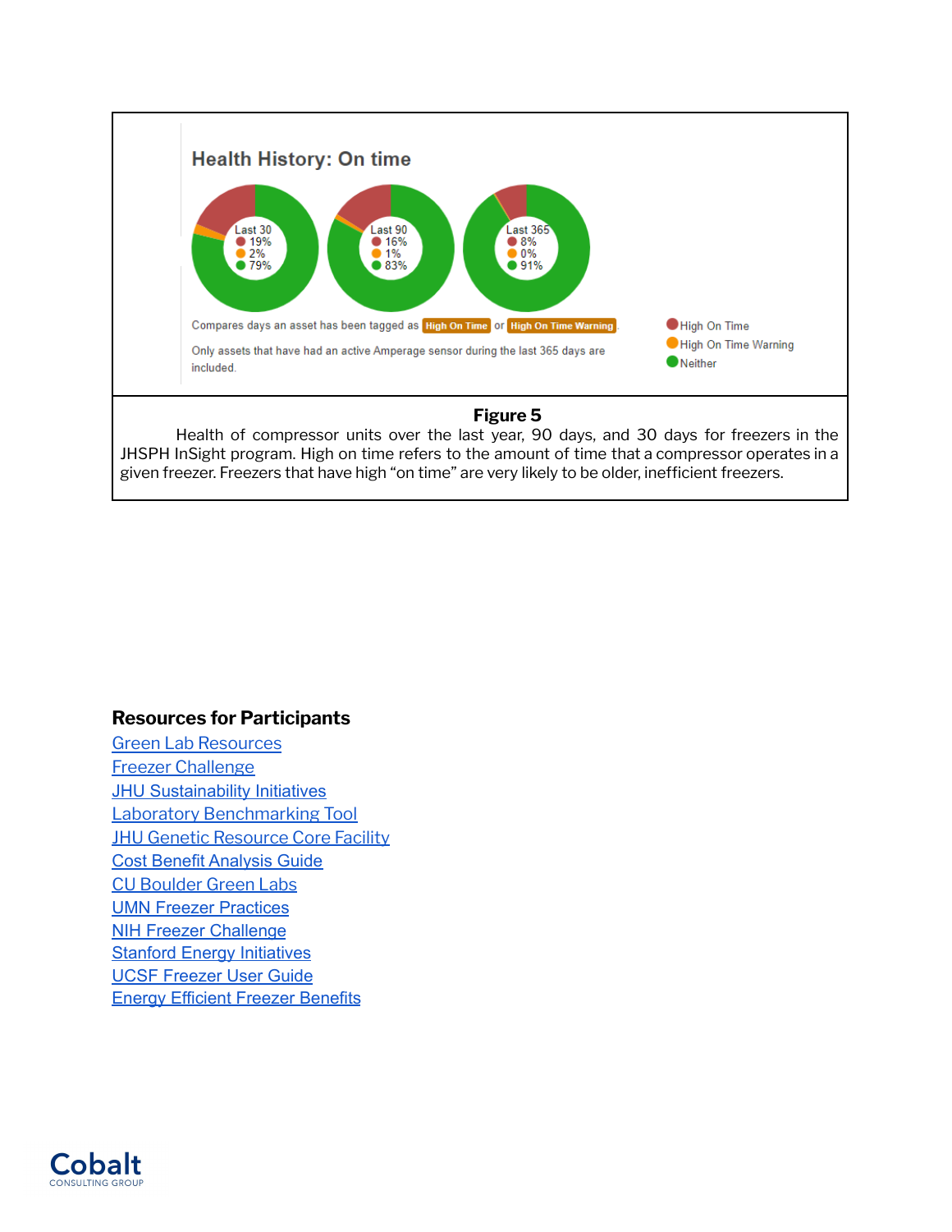Health History: On time

Last 30
19%
2%
79%

Last 90
16%
1%
83%

Last 365
8%
0%
91%

Compares days an asset has been tagged as High On Time or High On Time Warning.

Only assets that have had an active Amperage sensor during the last 365 days are included.

High On Time
High On Time Warning
Neither

**Figure 5**

Health of compressor units over the last year, 90 days, and 30 days for freezers in the JHSPH InSight program. High on time refers to the amount of time that a compressor operates in a given freezer. Freezers that have high "on time" are very likely to be older, inefficient freezers.

## Resources for Participants

Green Lab Resources
Freezer Challenge
JHU Sustainability Initiatives
Laboratory Benchmarking Tool
JHU Genetic Resource Core Facility
Cost Benefit Analysis Guide
CU Boulder Green Labs
UMN Freezer Practices
NIH Freezer Challenge
Stanford Energy Initiatives
UCSF Freezer User Guide
Energy Efficient Freezer Benefits